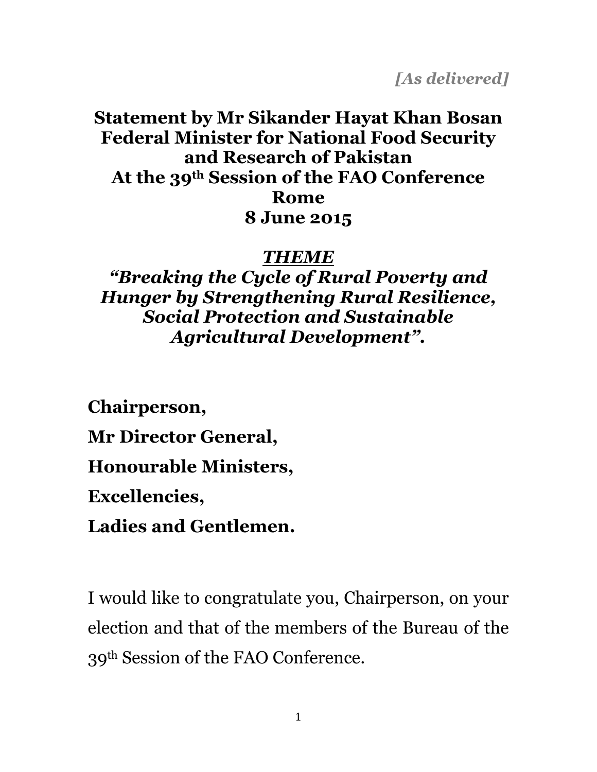*[As delivered]*

# Statement by Mr Sikander Hayat Khan Bosan Federal Minister for National Food Security and Research of Pakistan At the 39th Session of the FAO Conference Rome 8 June 2015

## *THEME*

***"Breaking the Cycle of Rural Poverty and Hunger by Strengthening Rural Resilience, Social Protection and Sustainable Agricultural Development".***

**Chairperson,**

**Mr Director General,**

**Honourable Ministers,**

**Excellencies,**

**Ladies and Gentlemen.**

I would like to congratulate you, Chairperson, on your election and that of the members of the Bureau of the 39th Session of the FAO Conference.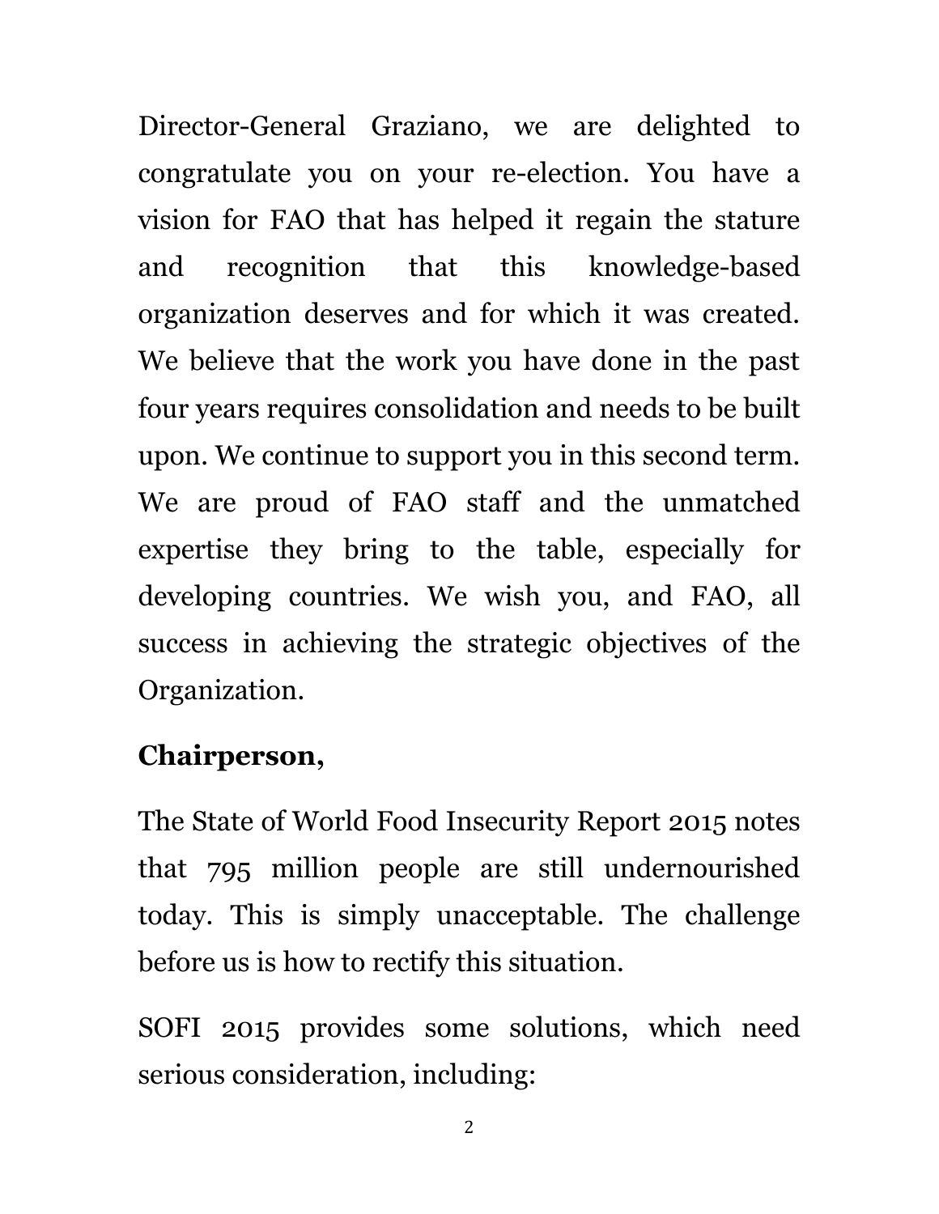Director-General Graziano, we are delighted to congratulate you on your re-election. You have a vision for FAO that has helped it regain the stature and recognition that this knowledge-based organization deserves and for which it was created. We believe that the work you have done in the past four years requires consolidation and needs to be built upon. We continue to support you in this second term. We are proud of FAO staff and the unmatched expertise they bring to the table, especially for developing countries. We wish you, and FAO, all success in achieving the strategic objectives of the Organization.

**Chairperson,**

The State of World Food Insecurity Report 2015 notes that 795 million people are still undernourished today. This is simply unacceptable. The challenge before us is how to rectify this situation.

SOFI 2015 provides some solutions, which need serious consideration, including: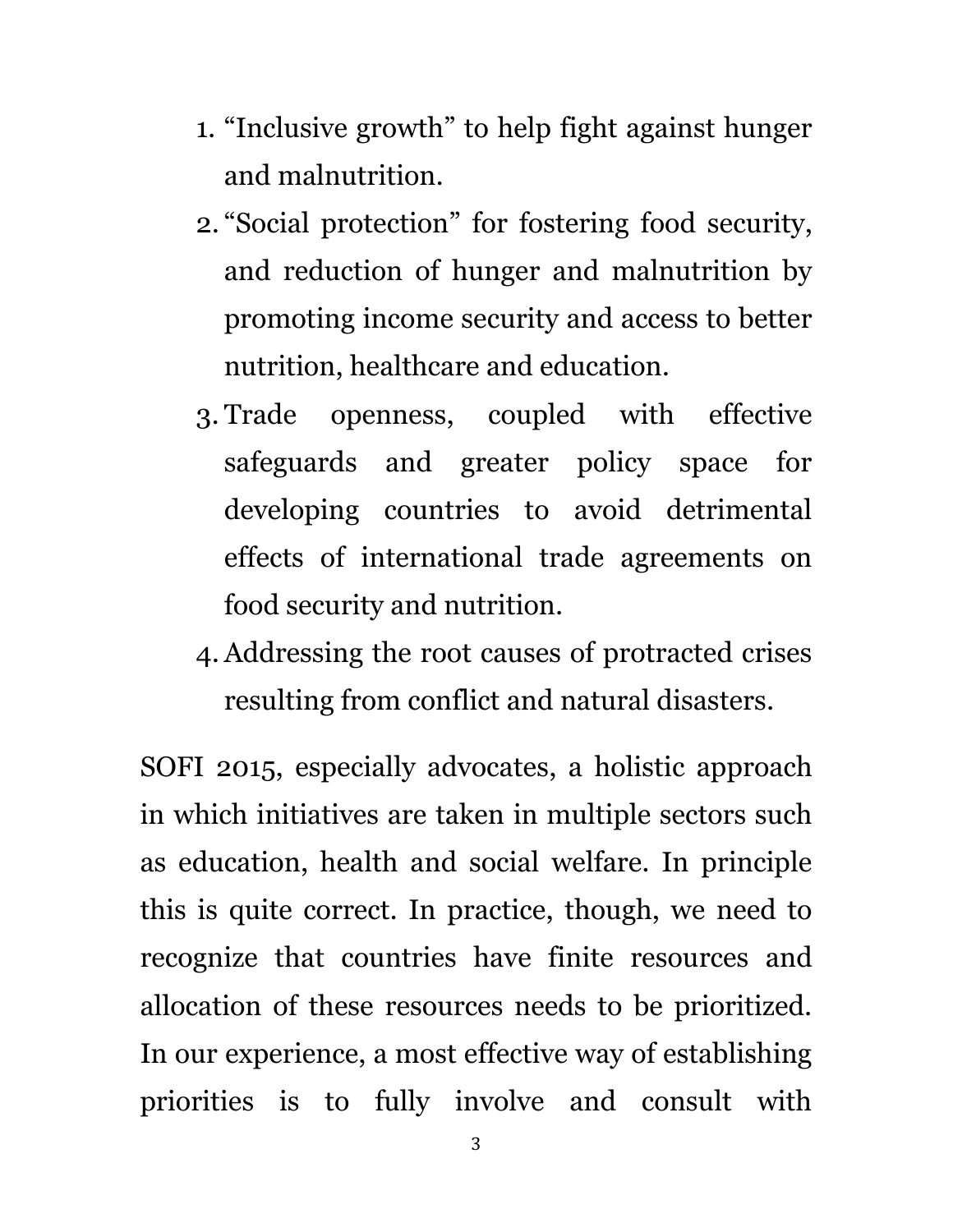1. "Inclusive growth" to help fight against hunger and malnutrition.
2. "Social protection" for fostering food security, and reduction of hunger and malnutrition by promoting income security and access to better nutrition, healthcare and education.
3. Trade openness, coupled with effective safeguards and greater policy space for developing countries to avoid detrimental effects of international trade agreements on food security and nutrition.
4. Addressing the root causes of protracted crises resulting from conflict and natural disasters.

SOFI 2015, especially advocates, a holistic approach in which initiatives are taken in multiple sectors such as education, health and social welfare. In principle this is quite correct. In practice, though, we need to recognize that countries have finite resources and allocation of these resources needs to be prioritized. In our experience, a most effective way of establishing priorities is to fully involve and consult with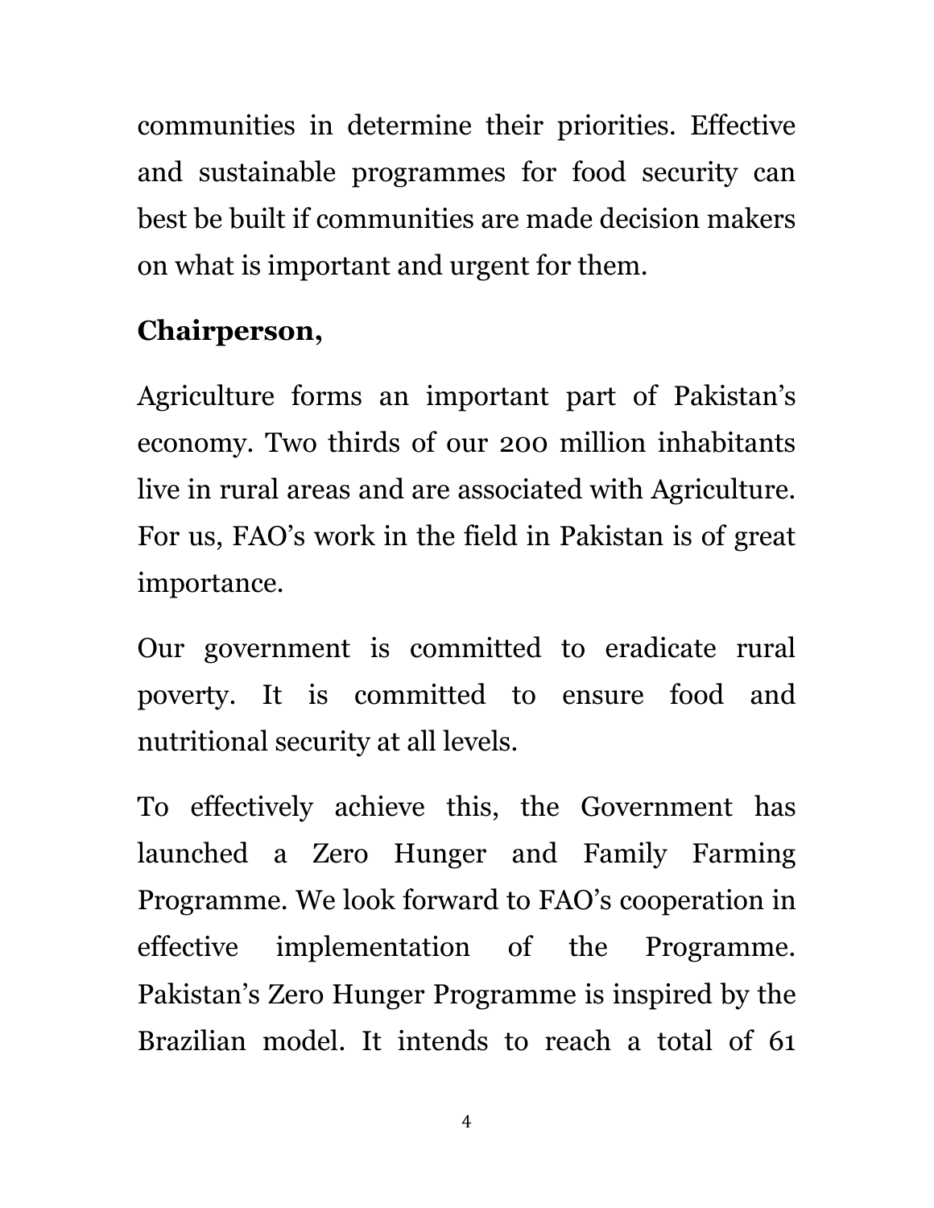communities in determine their priorities. Effective and sustainable programmes for food security can best be built if communities are made decision makers on what is important and urgent for them.

**Chairperson,**

Agriculture forms an important part of Pakistan's economy. Two thirds of our 200 million inhabitants live in rural areas and are associated with Agriculture. For us, FAO's work in the field in Pakistan is of great importance.

Our government is committed to eradicate rural poverty. It is committed to ensure food and nutritional security at all levels.

To effectively achieve this, the Government has launched a Zero Hunger and Family Farming Programme. We look forward to FAO's cooperation in effective implementation of the Programme. Pakistan's Zero Hunger Programme is inspired by the Brazilian model. It intends to reach a total of 61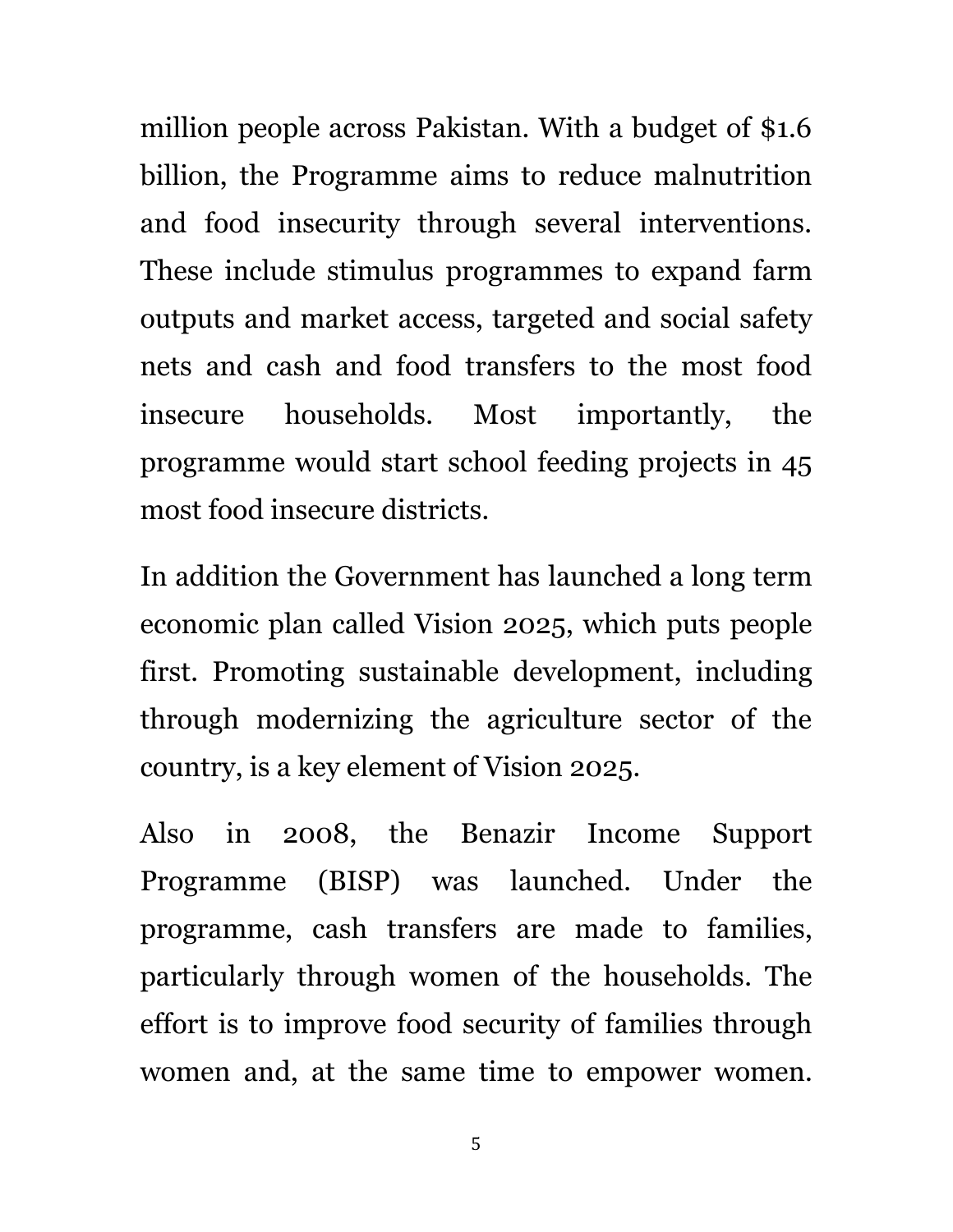million people across Pakistan. With a budget of $1.6 billion, the Programme aims to reduce malnutrition and food insecurity through several interventions. These include stimulus programmes to expand farm outputs and market access, targeted and social safety nets and cash and food transfers to the most food insecure households. Most importantly, the programme would start school feeding projects in 45 most food insecure districts.

In addition the Government has launched a long term economic plan called Vision 2025, which puts people first. Promoting sustainable development, including through modernizing the agriculture sector of the country, is a key element of Vision 2025.

Also in 2008, the Benazir Income Support Programme (BISP) was launched. Under the programme, cash transfers are made to families, particularly through women of the households. The effort is to improve food security of families through women and, at the same time to empower women.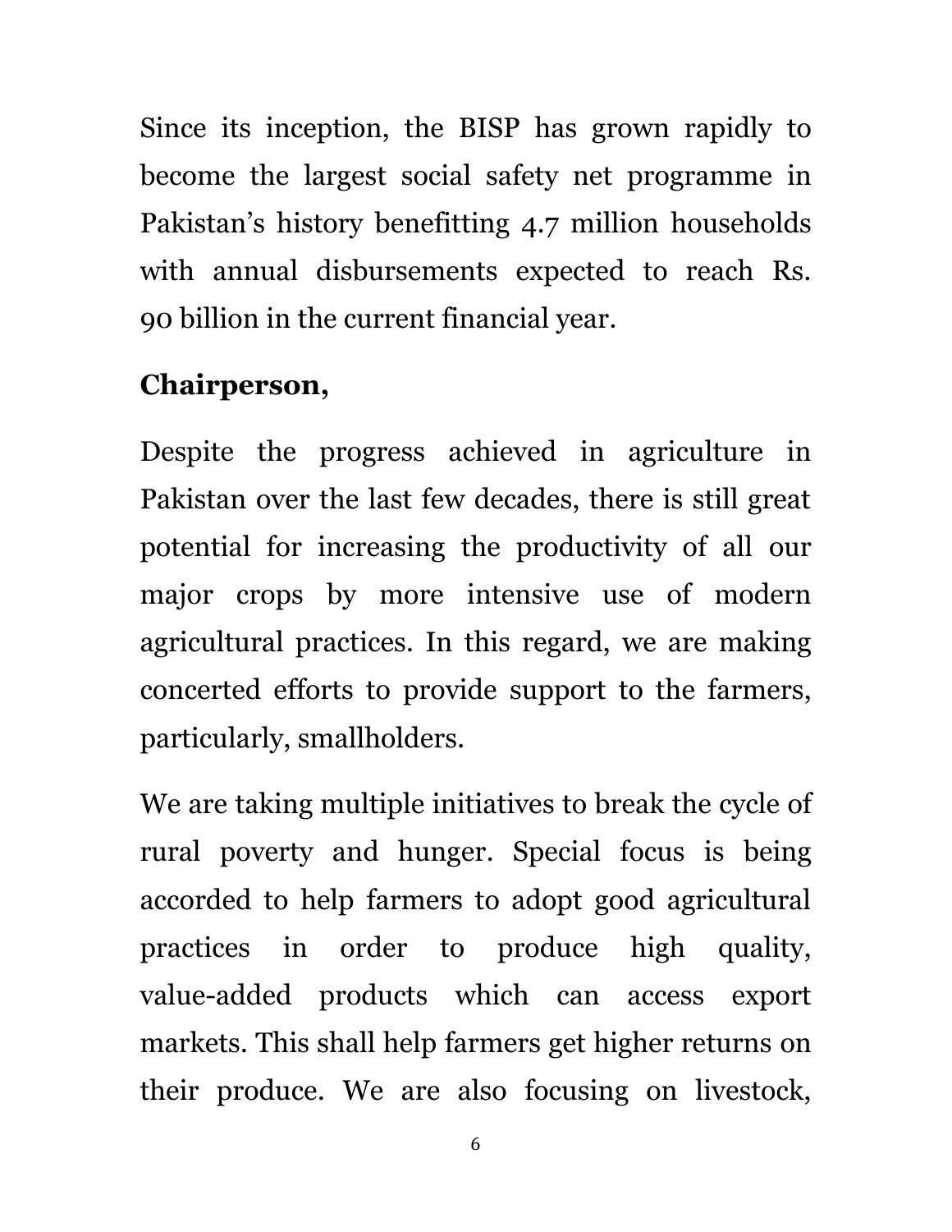Since its inception, the BISP has grown rapidly to become the largest social safety net programme in Pakistan's history benefitting 4.7 million households with annual disbursements expected to reach Rs. 90 billion in the current financial year.

**Chairperson,**

Despite the progress achieved in agriculture in Pakistan over the last few decades, there is still great potential for increasing the productivity of all our major crops by more intensive use of modern agricultural practices. In this regard, we are making concerted efforts to provide support to the farmers, particularly, smallholders.

We are taking multiple initiatives to break the cycle of rural poverty and hunger. Special focus is being accorded to help farmers to adopt good agricultural practices in order to produce high quality, value-added products which can access export markets. This shall help farmers get higher returns on their produce. We are also focusing on livestock,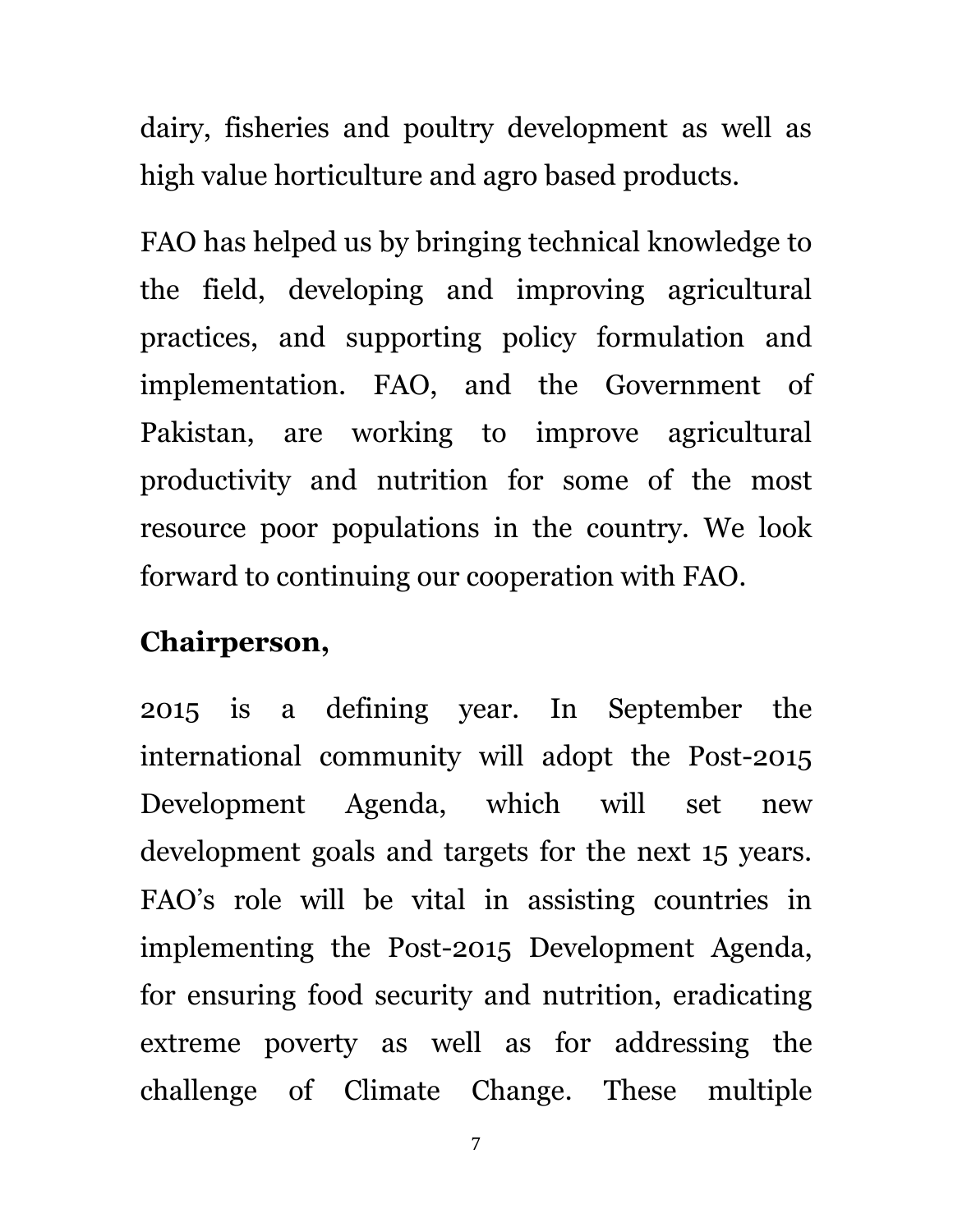dairy, fisheries and poultry development as well as high value horticulture and agro based products.

FAO has helped us by bringing technical knowledge to the field, developing and improving agricultural practices, and supporting policy formulation and implementation. FAO, and the Government of Pakistan, are working to improve agricultural productivity and nutrition for some of the most resource poor populations in the country. We look forward to continuing our cooperation with FAO.

**Chairperson,**

2015 is a defining year. In September the international community will adopt the Post-2015 Development Agenda, which will set new development goals and targets for the next 15 years. FAO's role will be vital in assisting countries in implementing the Post-2015 Development Agenda, for ensuring food security and nutrition, eradicating extreme poverty as well as for addressing the challenge of Climate Change. These multiple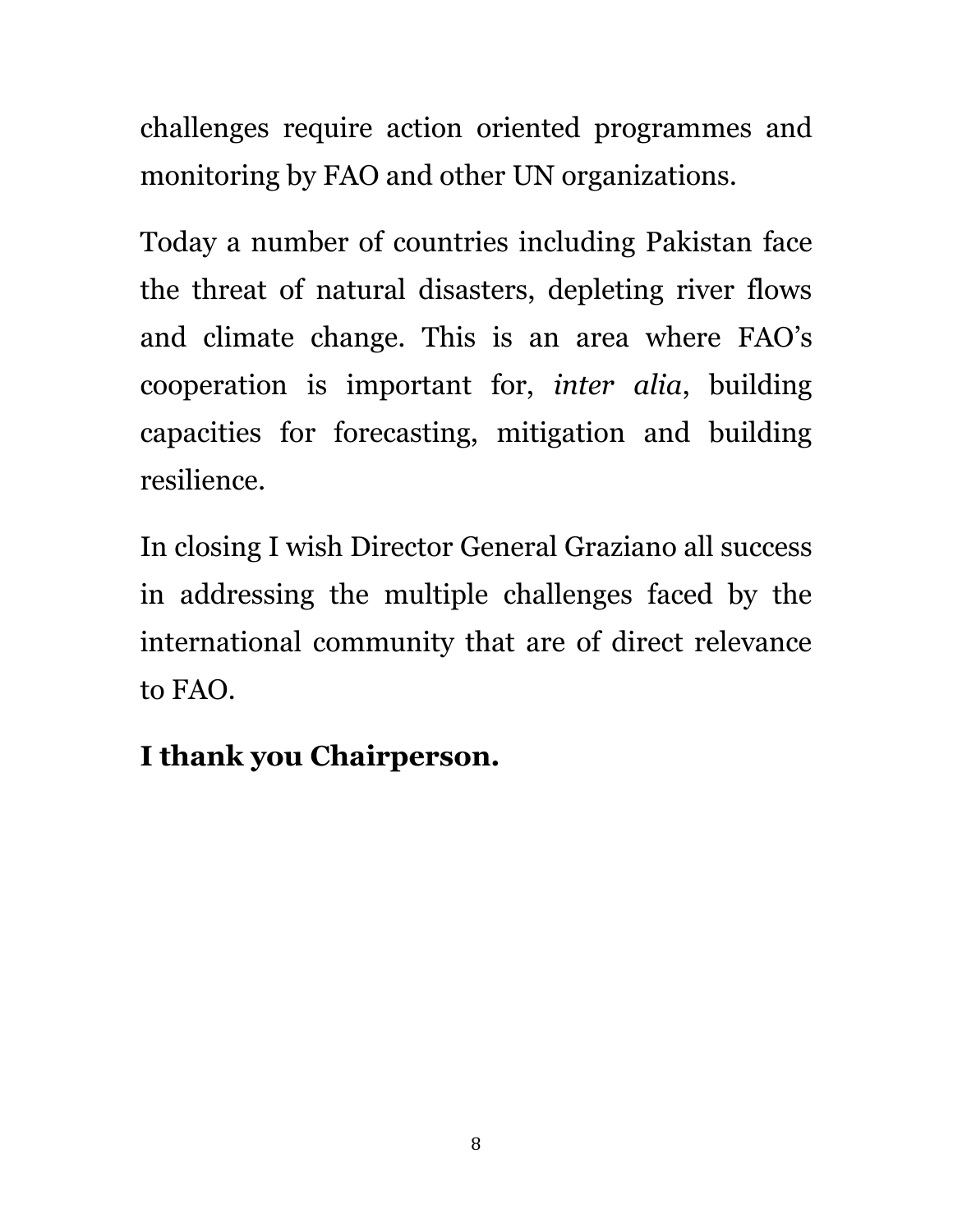challenges require action oriented programmes and monitoring by FAO and other UN organizations.

Today a number of countries including Pakistan face the threat of natural disasters, depleting river flows and climate change. This is an area where FAO's cooperation is important for, *inter alia*, building capacities for forecasting, mitigation and building resilience.

In closing I wish Director General Graziano all success in addressing the multiple challenges faced by the international community that are of direct relevance to FAO.

**I thank you Chairperson.**